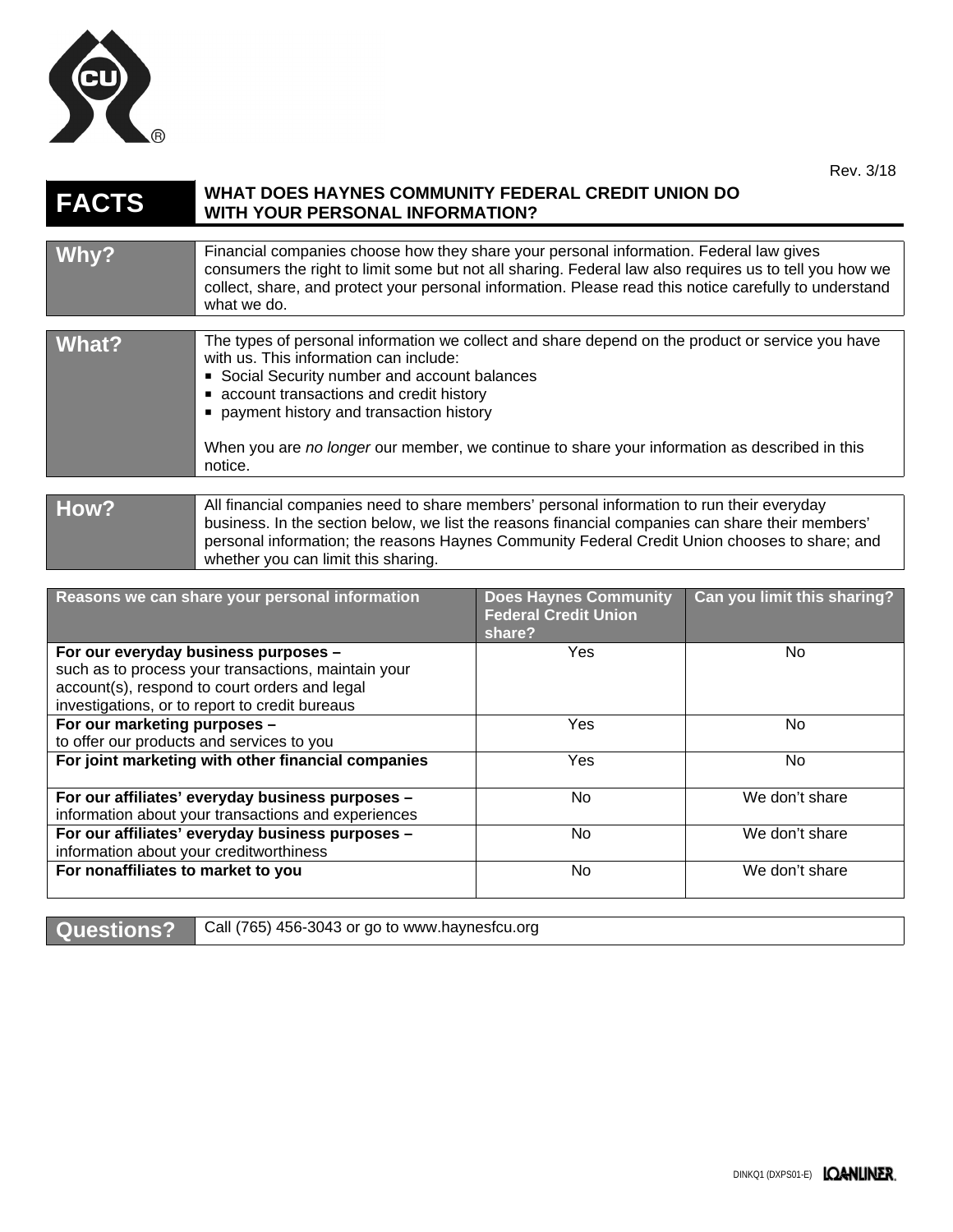Rev. 3/18

# FACTS — WHAT DOES HAYNES COMMUNITY FEDERAL CREDIT UNION DO WITH YOUR PERSONAL INFORMATION?

| | |
|---|---|
| **Why?** | Financial companies choose how they share your personal information. Federal law gives consumers the right to limit some but not all sharing. Federal law also requires us to tell you how we collect, share, and protect your personal information. Please read this notice carefully to understand what we do. |
| **What?** | The types of personal information we collect and share depend on the product or service you have with us. This information can include:<br>■ Social Security number and account balances<br>■ account transactions and credit history<br>■ payment history and transaction history<br><br>When you are *no longer* our member, we continue to share your information as described in this notice. |
| **How?** | All financial companies need to share members' personal information to run their everyday business. In the section below, we list the reasons financial companies can share their members' personal information; the reasons Haynes Community Federal Credit Union chooses to share; and whether you can limit this sharing. |

| Reasons we can share your personal information | Does Haynes Community Federal Credit Union share? | Can you limit this sharing? |
|---|---|---|
| **For our everyday business purposes –** such as to process your transactions, maintain your account(s), respond to court orders and legal investigations, or to report to credit bureaus | Yes | No |
| **For our marketing purposes –** to offer our products and services to you | Yes | No |
| **For joint marketing with other financial companies** | Yes | No |
| **For our affiliates' everyday business purposes –** information about your transactions and experiences | No | We don't share |
| **For our affiliates' everyday business purposes –** information about your creditworthiness | No | We don't share |
| **For nonaffiliates to market to you** | No | We don't share |

| | |
|---|---|
| **Questions?** | Call (765) 456-3043 or go to www.haynesfcu.org |

DINKQ1 (DXPS01-E) LOANLINER.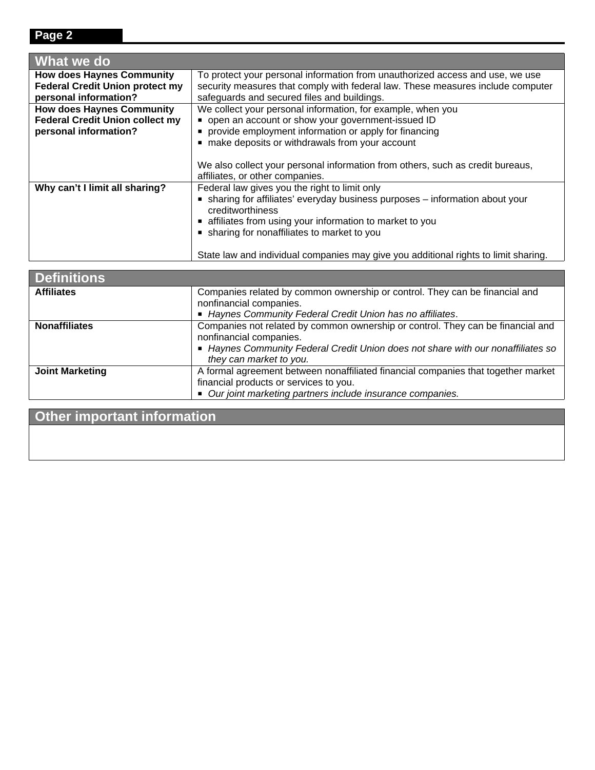| What we do | |
|---|---|
| **How does Haynes Community Federal Credit Union protect my personal information?** | To protect your personal information from unauthorized access and use, we use security measures that comply with federal law. These measures include computer safeguards and secured files and buildings. |
| **How does Haynes Community Federal Credit Union collect my personal information?** | We collect your personal information, for example, when you<br>▪ open an account or show your government-issued ID<br>▪ provide employment information or apply for financing<br>▪ make deposits or withdrawals from your account<br><br>We also collect your personal information from others, such as credit bureaus, affiliates, or other companies. |
| **Why can't I limit all sharing?** | Federal law gives you the right to limit only<br>▪ sharing for affiliates' everyday business purposes – information about your creditworthiness<br>▪ affiliates from using your information to market to you<br>▪ sharing for nonaffiliates to market to you<br><br>State law and individual companies may give you additional rights to limit sharing. |

| Definitions | |
|---|---|
| **Affiliates** | Companies related by common ownership or control. They can be financial and nonfinancial companies.<br>▪ *Haynes Community Federal Credit Union has no affiliates*. |
| **Nonaffiliates** | Companies not related by common ownership or control. They can be financial and nonfinancial companies.<br>▪ *Haynes Community Federal Credit Union does not share with our nonaffiliates so they can market to you.* |
| **Joint Marketing** | A formal agreement between nonaffiliated financial companies that together market financial products or services to you.<br>▪ *Our joint marketing partners include insurance companies.* |

| Other important information |
|---|
| |